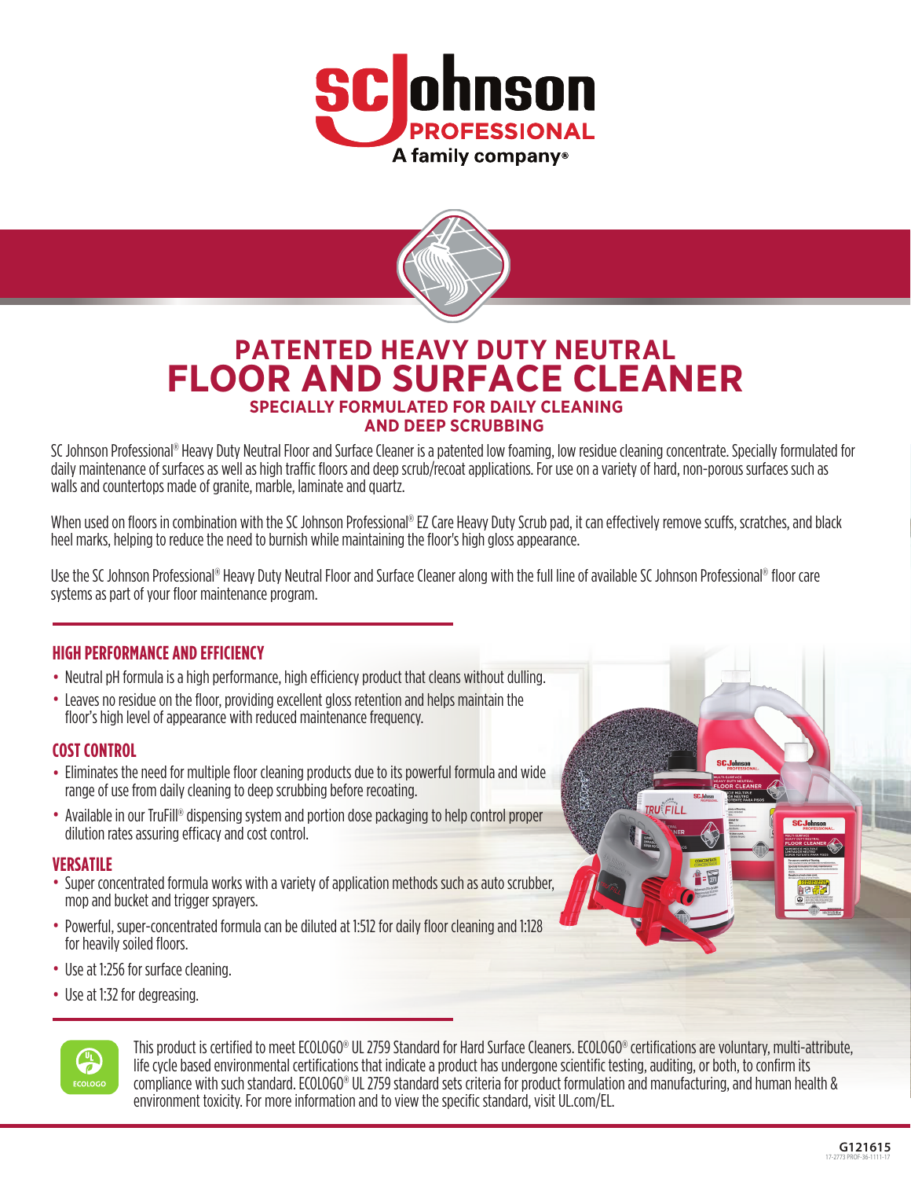# PATENTED HEAVY DUTY NEUTRAL
# FLOOR AND SURFACE CLEANER

## SPECIALLY FORMULATED FOR DAILY CLEANING AND DEEP SCRUBBING

SC Johnson Professional® Heavy Duty Neutral Floor and Surface Cleaner is a patented low foaming, low residue cleaning concentrate. Specially formulated for daily maintenance of surfaces as well as high traffic floors and deep scrub/recoat applications. For use on a variety of hard, non-porous surfaces such as walls and countertops made of granite, marble, laminate and quartz.

When used on floors in combination with the SC Johnson Professional® EZ Care Heavy Duty Scrub pad, it can effectively remove scuffs, scratches, and black heel marks, helping to reduce the need to burnish while maintaining the floor's high gloss appearance.

Use the SC Johnson Professional® Heavy Duty Neutral Floor and Surface Cleaner along with the full line of available SC Johnson Professional® floor care systems as part of your floor maintenance program.

### HIGH PERFORMANCE AND EFFICIENCY

- Neutral pH formula is a high performance, high efficiency product that cleans without dulling.
- Leaves no residue on the floor, providing excellent gloss retention and helps maintain the floor's high level of appearance with reduced maintenance frequency.

### COST CONTROL

- Eliminates the need for multiple floor cleaning products due to its powerful formula and wide range of use from daily cleaning to deep scrubbing before recoating.
- Available in our TruFill® dispensing system and portion dose packaging to help control proper dilution rates assuring efficacy and cost control.

### VERSATILE

- Super concentrated formula works with a variety of application methods such as auto scrubber, mop and bucket and trigger sprayers.
- Powerful, super-concentrated formula can be diluted at 1:512 for daily floor cleaning and 1:128 for heavily soiled floors.
- Use at 1:256 for surface cleaning.
- Use at 1:32 for degreasing.

This product is certified to meet ECOLOGO® UL 2759 Standard for Hard Surface Cleaners. ECOLOGO® certifications are voluntary, multi-attribute, life cycle based environmental certifications that indicate a product has undergone scientific testing, auditing, or both, to confirm its compliance with such standard. ECOLOGO® UL 2759 standard sets criteria for product formulation and manufacturing, and human health & environment toxicity. For more information and to view the specific standard, visit UL.com/EL.

G121615
17-2773 PROF-36-1111-17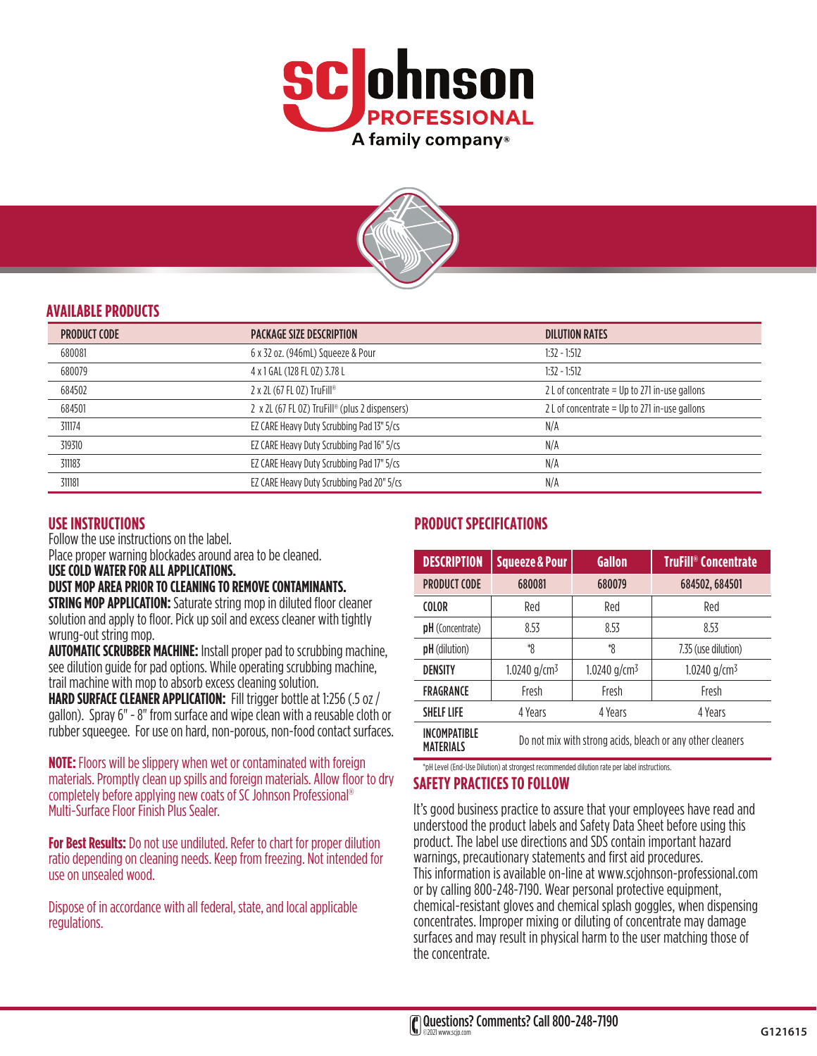## AVAILABLE PRODUCTS

| PRODUCT CODE | PACKAGE SIZE DESCRIPTION | DILUTION RATES |
|---|---|---|
| 680081 | 6 x 32 oz. (946mL) Squeeze & Pour | 1:32 - 1:512 |
| 680079 | 4 x 1 GAL (128 FL OZ) 3.78 L | 1:32 - 1:512 |
| 684502 | 2 x 2L (67 FL OZ) TruFill® | 2 L of concentrate = Up to 271 in-use gallons |
| 684501 | 2 x 2L (67 FL OZ) TruFill® (plus 2 dispensers) | 2 L of concentrate = Up to 271 in-use gallons |
| 311174 | EZ CARE Heavy Duty Scrubbing Pad 13" 5/cs | N/A |
| 319310 | EZ CARE Heavy Duty Scrubbing Pad 16" 5/cs | N/A |
| 311183 | EZ CARE Heavy Duty Scrubbing Pad 17" 5/cs | N/A |
| 311181 | EZ CARE Heavy Duty Scrubbing Pad 20" 5/cs | N/A |

## USE INSTRUCTIONS

Follow the use instructions on the label.

Place proper warning blockades around area to be cleaned.

**USE COLD WATER FOR ALL APPLICATIONS.**

**DUST MOP AREA PRIOR TO CLEANING TO REMOVE CONTAMINANTS.**

**STRING MOP APPLICATION:** Saturate string mop in diluted floor cleaner solution and apply to floor. Pick up soil and excess cleaner with tightly wrung-out string mop.

**AUTOMATIC SCRUBBER MACHINE:** Install proper pad to scrubbing machine, see dilution guide for pad options. While operating scrubbing machine, trail machine with mop to absorb excess cleaning solution.

**HARD SURFACE CLEANER APPLICATION:** Fill trigger bottle at 1:256 (.5 oz / gallon). Spray 6" - 8" from surface and wipe clean with a reusable cloth or rubber squeegee. For use on hard, non-porous, non-food contact surfaces.

**NOTE:** Floors will be slippery when wet or contaminated with foreign materials. Promptly clean up spills and foreign materials. Allow floor to dry completely before applying new coats of SC Johnson Professional® Multi-Surface Floor Finish Plus Sealer.

**For Best Results:** Do not use undiluted. Refer to chart for proper dilution ratio depending on cleaning needs. Keep from freezing. Not intended for use on unsealed wood.

Dispose of in accordance with all federal, state, and local applicable regulations.

## PRODUCT SPECIFICATIONS

| DESCRIPTION | Squeeze & Pour | Gallon | TruFill® Concentrate |
|---|---|---|---|
| PRODUCT CODE | 680081 | 680079 | 684502, 684501 |
| COLOR | Red | Red | Red |
| **pH** (Concentrate) | 8.53 | 8.53 | 8.53 |
| **pH** (dilution) | *8 | *8 | 7.35 (use dilution) |
| DENSITY | 1.0240 g/cm³ | 1.0240 g/cm³ | 1.0240 g/cm³ |
| FRAGRANCE | Fresh | Fresh | Fresh |
| SHELF LIFE | 4 Years | 4 Years | 4 Years |
| INCOMPATIBLE MATERIALS | Do not mix with strong acids, bleach or any other cleaners | | |

*pH Level (End-Use Dilution) at strongest recommended dilution rate per label instructions.

## SAFETY PRACTICES TO FOLLOW

It's good business practice to assure that your employees have read and understood the product labels and Safety Data Sheet before using this product. The label use directions and SDS contain important hazard warnings, precautionary statements and first aid procedures. This information is available on-line at www.scjohnson-professional.com or by calling 800-248-7190. Wear personal protective equipment, chemical-resistant gloves and chemical splash goggles, when dispensing concentrates. Improper mixing or diluting of concentrate may damage surfaces and may result in physical harm to the user matching those of the concentrate.

**Questions? Comments? Call 800-248-7190**

©2021 www.scjp.com

G121615